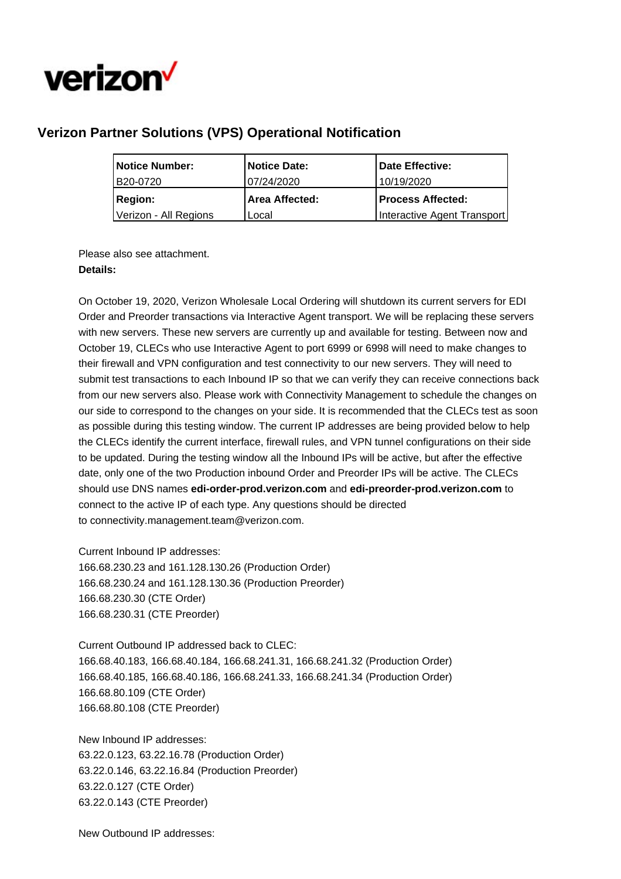verizon

## Verizon Partner Solutions (VPS) Operational Notification

| Notice Number: | Notice Date: | Date Effective: |
|---|---|---|
| B20-0720 | 07/24/2020 | 10/19/2020 |
| **Region:** | **Area Affected:** | **Process Affected:** |
| Verizon - All Regions | Local | Interactive Agent Transport |

Please also see attachment.

**Details:**

On October 19, 2020, Verizon Wholesale Local Ordering will shutdown its current servers for EDI Order and Preorder transactions via Interactive Agent transport. We will be replacing these servers with new servers. These new servers are currently up and available for testing. Between now and October 19, CLECs who use Interactive Agent to port 6999 or 6998 will need to make changes to their firewall and VPN configuration and test connectivity to our new servers. They will need to submit test transactions to each Inbound IP so that we can verify they can receive connections back from our new servers also. Please work with Connectivity Management to schedule the changes on our side to correspond to the changes on your side. It is recommended that the CLECs test as soon as possible during this testing window. The current IP addresses are being provided below to help the CLECs identify the current interface, firewall rules, and VPN tunnel configurations on their side to be updated. During the testing window all the Inbound IPs will be active, but after the effective date, only one of the two Production inbound Order and Preorder IPs will be active. The CLECs should use DNS names **edi-order-prod.verizon.com** and **edi-preorder-prod.verizon.com** to connect to the active IP of each type. Any questions should be directed to connectivity.management.team@verizon.com.

Current Inbound IP addresses:
166.68.230.23 and 161.128.130.26 (Production Order)
166.68.230.24 and 161.128.130.36 (Production Preorder)
166.68.230.30 (CTE Order)
166.68.230.31 (CTE Preorder)

Current Outbound IP addressed back to CLEC:
166.68.40.183, 166.68.40.184, 166.68.241.31, 166.68.241.32 (Production Order)
166.68.40.185, 166.68.40.186, 166.68.241.33, 166.68.241.34 (Production Order)
166.68.80.109 (CTE Order)
166.68.80.108 (CTE Preorder)

New Inbound IP addresses:
63.22.0.123, 63.22.16.78 (Production Order)
63.22.0.146, 63.22.16.84 (Production Preorder)
63.22.0.127 (CTE Order)
63.22.0.143 (CTE Preorder)

New Outbound IP addresses: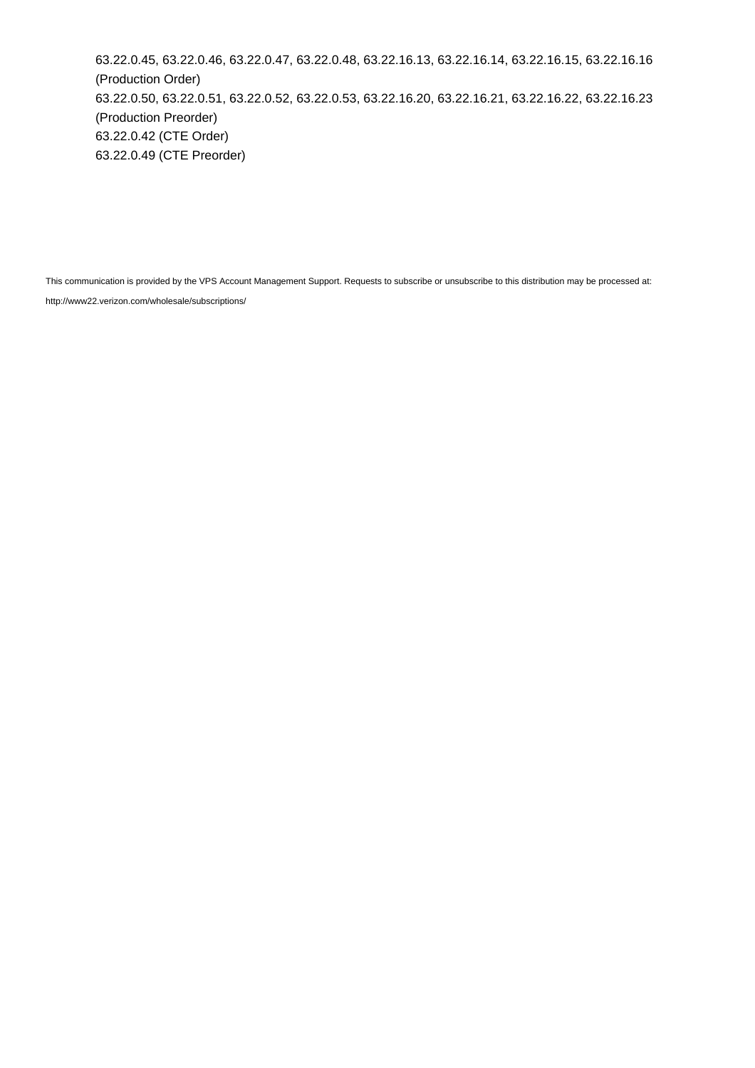63.22.0.45, 63.22.0.46, 63.22.0.47, 63.22.0.48, 63.22.16.13, 63.22.16.14, 63.22.16.15, 63.22.16.16 (Production Order)
63.22.0.50, 63.22.0.51, 63.22.0.52, 63.22.0.53, 63.22.16.20, 63.22.16.21, 63.22.16.22, 63.22.16.23 (Production Preorder)
63.22.0.42 (CTE Order)
63.22.0.49 (CTE Preorder)

This communication is provided by the VPS Account Management Support. Requests to subscribe or unsubscribe to this distribution may be processed at:

http://www22.verizon.com/wholesale/subscriptions/